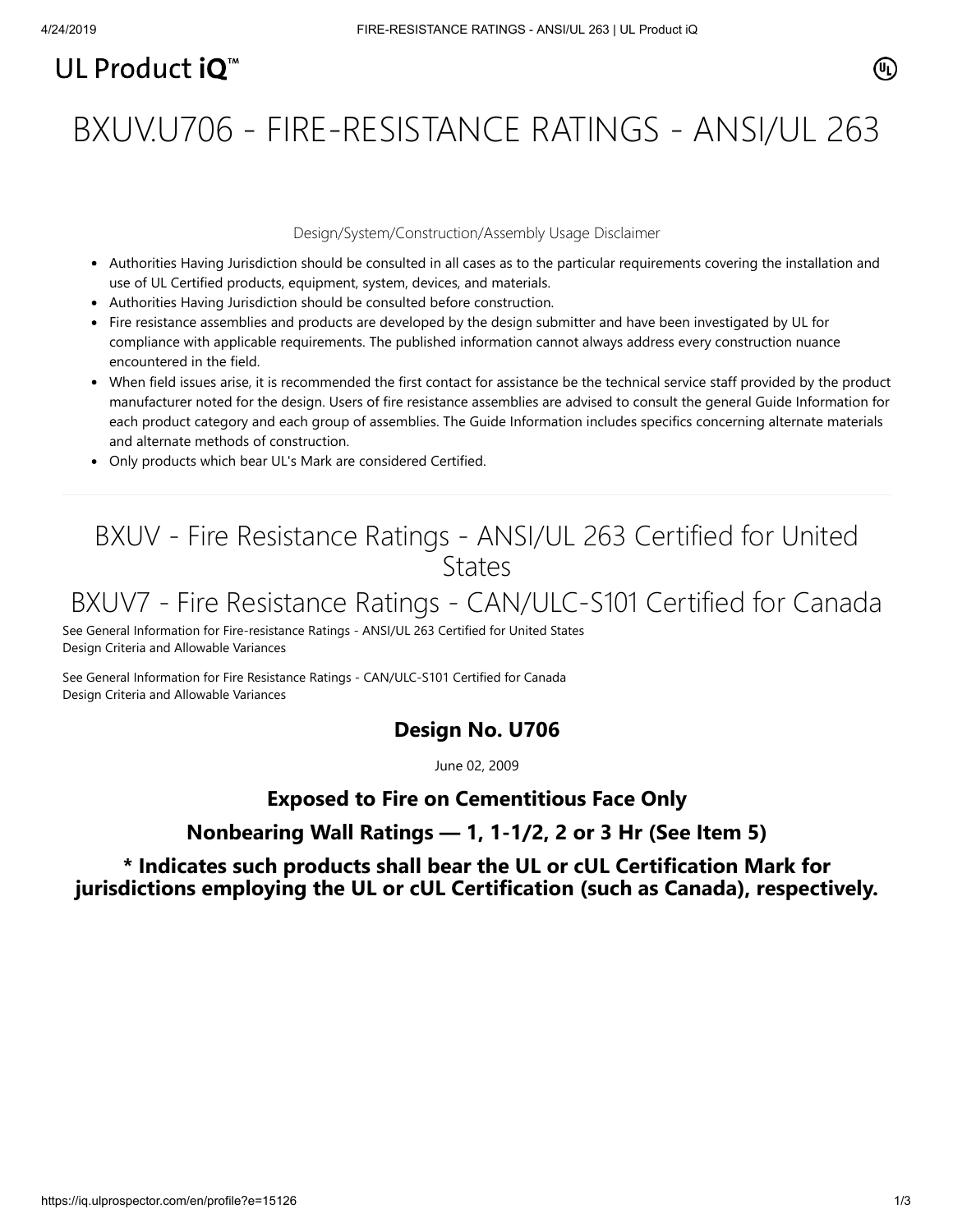UL Product iQ™

# BXUV.U706 - FIRE-RESISTANCE RATINGS - ANSI/UL 263

Design/System/Construction/Assembly Usage Disclaimer

- Authorities Having Jurisdiction should be consulted in all cases as to the particular requirements covering the installation and use of UL Certified products, equipment, system, devices, and materials.
- Authorities Having Jurisdiction should be consulted before construction.
- Fire resistance assemblies and products are developed by the design submitter and have been investigated by UL for compliance with applicable requirements. The published information cannot always address every construction nuance encountered in the field.
- When field issues arise, it is recommended the first contact for assistance be the technical service staff provided by the product manufacturer noted for the design. Users of fire resistance assemblies are advised to consult the general Guide Information for each product category and each group of assemblies. The Guide Information includes specifics concerning alternate materials and alternate methods of construction.
- Only products which bear UL's Mark are considered Certified.

## BXUV - Fire Resistance Ratings - ANSI/UL 263 Certified for United States

## BXUV7 - Fire Resistance Ratings - CAN/ULC-S101 Certified for Canada

See General Information for Fire-resistance Ratings - ANSI/UL 263 Certified for United States
Design Criteria and Allowable Variances

See General Information for Fire Resistance Ratings - CAN/ULC-S101 Certified for Canada
Design Criteria and Allowable Variances

### Design No. U706

June 02, 2009

### Exposed to Fire on Cementitious Face Only

### Nonbearing Wall Ratings — 1, 1-1/2, 2 or 3 Hr (See Item 5)

### * Indicates such products shall bear the UL or cUL Certification Mark for jurisdictions employing the UL or cUL Certification (such as Canada), respectively.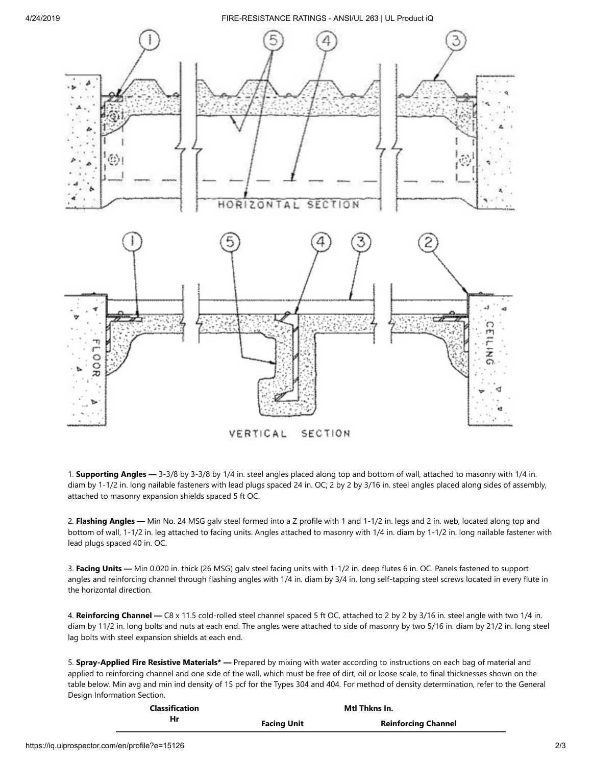HORIZONTAL SECTION

VERTICAL SECTION

1. **Supporting Angles —** 3-3/8 by 3-3/8 by 1/4 in. steel angles placed along top and bottom of wall, attached to masonry with 1/4 in. diam by 1-1/2 in. long nailable fasteners with lead plugs spaced 24 in. OC; 2 by 2 by 3/16 in. steel angles placed along sides of assembly, attached to masonry expansion shields spaced 5 ft OC.

2. **Flashing Angles —** Min No. 24 MSG galv steel formed into a Z profile with 1 and 1-1/2 in. legs and 2 in. web, located along top and bottom of wall, 1-1/2 in. leg attached to facing units. Angles attached to masonry with 1/4 in. diam by 1-1/2 in. long nailable fastener with lead plugs spaced 40 in. OC.

3. **Facing Units —** Min 0.020 in. thick (26 MSG) galv steel facing units with 1-1/2 in. deep flutes 6 in. OC. Panels fastened to support angles and reinforcing channel through flashing angles with 1/4 in. diam by 3/4 in. long self-tapping steel screws located in every flute in the horizontal direction.

4. **Reinforcing Channel —** C8 x 11.5 cold-rolled steel channel spaced 5 ft OC, attached to 2 by 2 by 3/16 in. steel angle with two 1/4 in. diam by 11/2 in. long bolts and nuts at each end. The angles were attached to side of masonry by two 5/16 in. diam by 21/2 in. long steel lag bolts with steel expansion shields at each end.

5. **Spray-Applied Fire Resistive Materials\* —** Prepared by mixing with water according to instructions on each bag of material and applied to reinforcing channel and one side of the wall, which must be free of dirt, oil or loose scale, to final thicknesses shown on the table below. Min avg and min ind density of 15 pcf for the Types 304 and 404. For method of density determination, refer to the General Design Information Section.

| Classification Hr | Mtl Thkns In. | |
|---|---|---|
| | Facing Unit | Reinforcing Channel |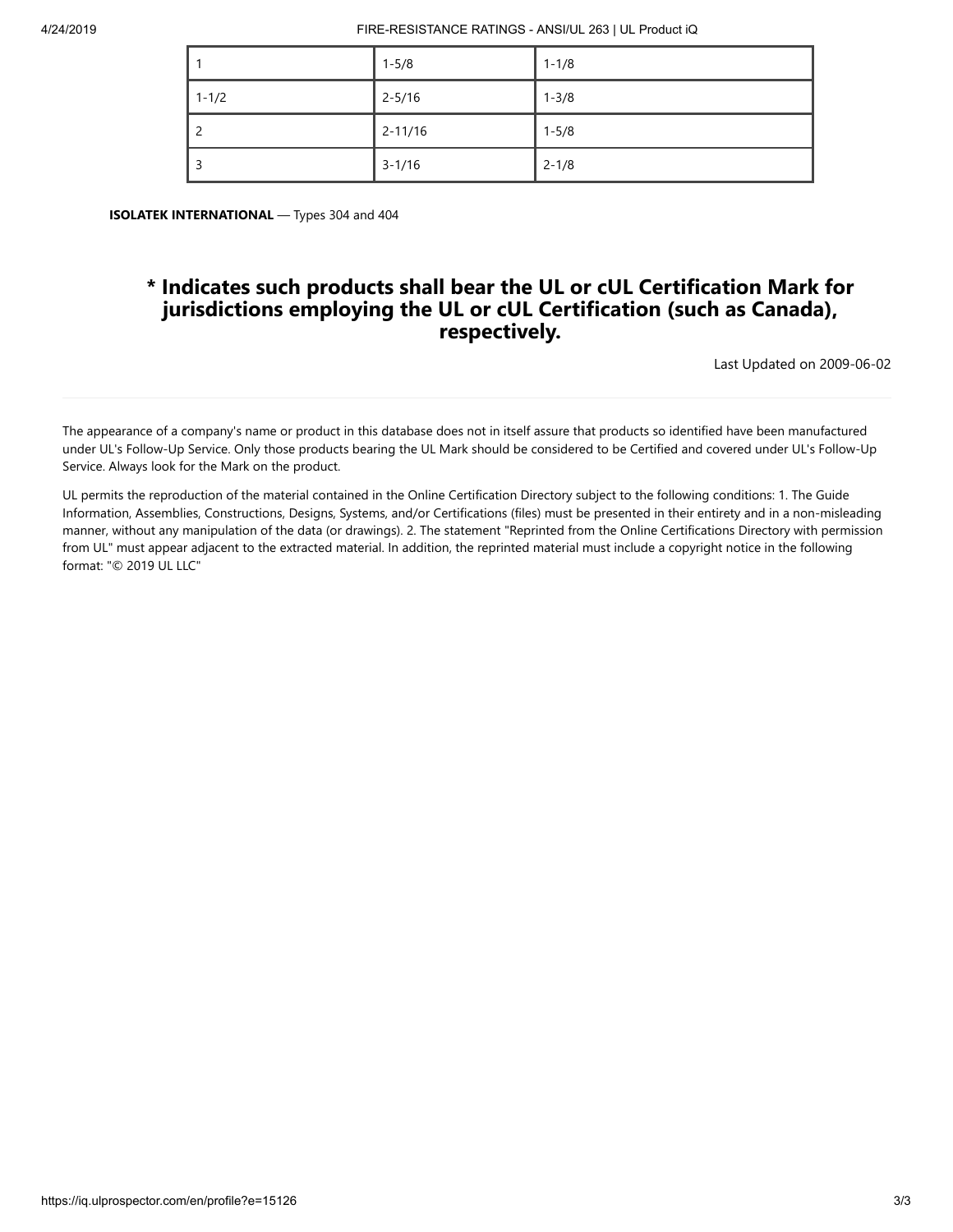| | | |
|---|---|---|
| 1 | 1-5/8 | 1-1/8 |
| 1-1/2 | 2-5/16 | 1-3/8 |
| 2 | 2-11/16 | 1-5/8 |
| 3 | 3-1/16 | 2-1/8 |

**ISOLATEK INTERNATIONAL** — Types 304 and 404

## * Indicates such products shall bear the UL or cUL Certification Mark for jurisdictions employing the UL or cUL Certification (such as Canada), respectively.

Last Updated on 2009-06-02

---

The appearance of a company's name or product in this database does not in itself assure that products so identified have been manufactured under UL's Follow-Up Service. Only those products bearing the UL Mark should be considered to be Certified and covered under UL's Follow-Up Service. Always look for the Mark on the product.

UL permits the reproduction of the material contained in the Online Certification Directory subject to the following conditions: 1. The Guide Information, Assemblies, Constructions, Designs, Systems, and/or Certifications (files) must be presented in their entirety and in a non-misleading manner, without any manipulation of the data (or drawings). 2. The statement "Reprinted from the Online Certifications Directory with permission from UL" must appear adjacent to the extracted material. In addition, the reprinted material must include a copyright notice in the following format: "© 2019 UL LLC"